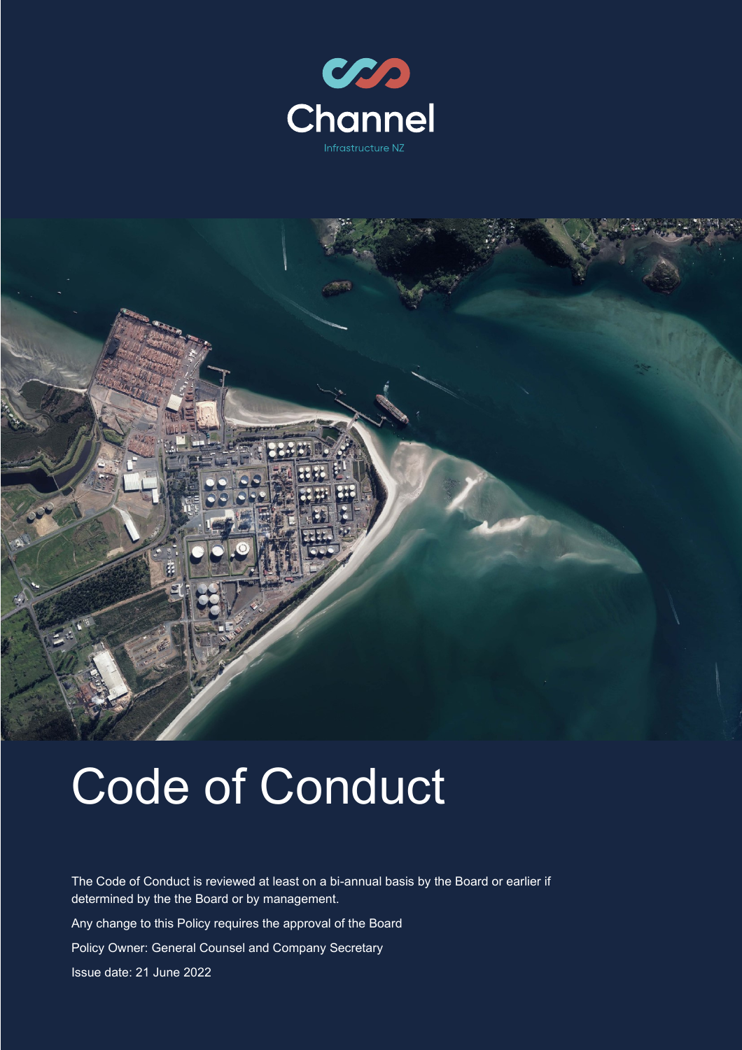Channel

Infrastructure NZ

# Code of Conduct

The Code of Conduct is reviewed at least on a bi-annual basis by the Board or earlier if determined by the the Board or by management.

Any change to this Policy requires the approval of the Board

Policy Owner: General Counsel and Company Secretary

Issue date: 21 June 2022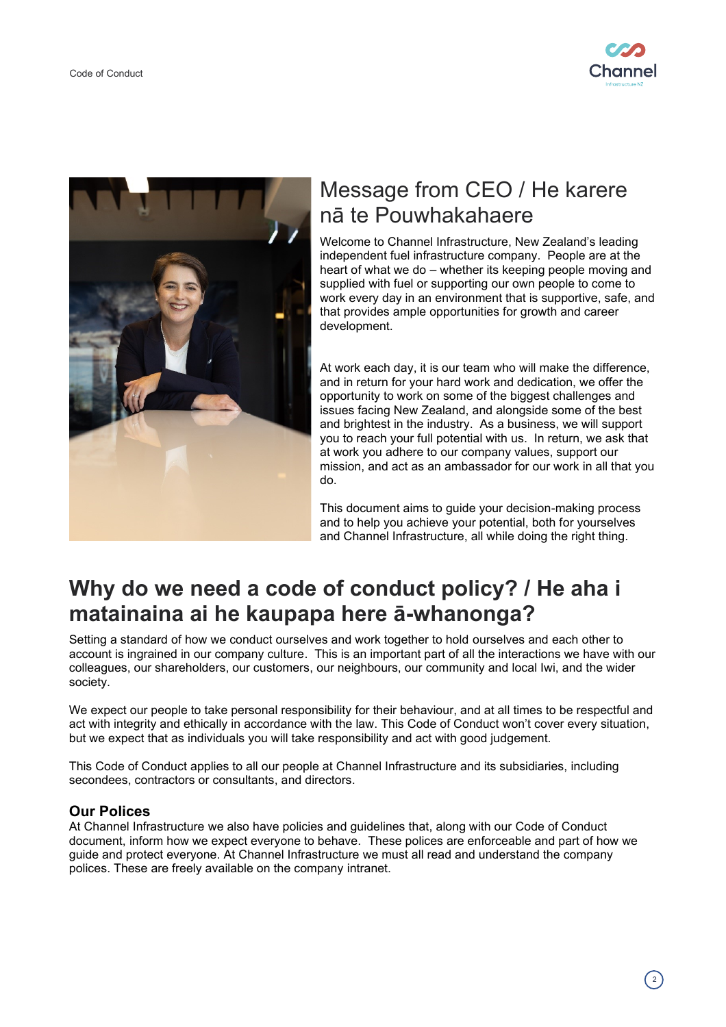## Message from CEO / He karere nā te Pouwhakahaere

Welcome to Channel Infrastructure, New Zealand's leading independent fuel infrastructure company. People are at the heart of what we do – whether its keeping people moving and supplied with fuel or supporting our own people to come to work every day in an environment that is supportive, safe, and that provides ample opportunities for growth and career development.

At work each day, it is our team who will make the difference, and in return for your hard work and dedication, we offer the opportunity to work on some of the biggest challenges and issues facing New Zealand, and alongside some of the best and brightest in the industry. As a business, we will support you to reach your full potential with us. In return, we ask that at work you adhere to our company values, support our mission, and act as an ambassador for our work in all that you do.

This document aims to guide your decision-making process and to help you achieve your potential, both for yourselves and Channel Infrastructure, all while doing the right thing.

# Why do we need a code of conduct policy? / He aha i matainaina ai he kaupapa here ā-whanonga?

Setting a standard of how we conduct ourselves and work together to hold ourselves and each other to account is ingrained in our company culture. This is an important part of all the interactions we have with our colleagues, our shareholders, our customers, our neighbours, our community and local Iwi, and the wider society.

We expect our people to take personal responsibility for their behaviour, and at all times to be respectful and act with integrity and ethically in accordance with the law. This Code of Conduct won't cover every situation, but we expect that as individuals you will take responsibility and act with good judgement.

This Code of Conduct applies to all our people at Channel Infrastructure and its subsidiaries, including secondees, contractors or consultants, and directors.

### Our Polices

At Channel Infrastructure we also have policies and guidelines that, along with our Code of Conduct document, inform how we expect everyone to behave. These polices are enforceable and part of how we guide and protect everyone. At Channel Infrastructure we must all read and understand the company polices. These are freely available on the company intranet.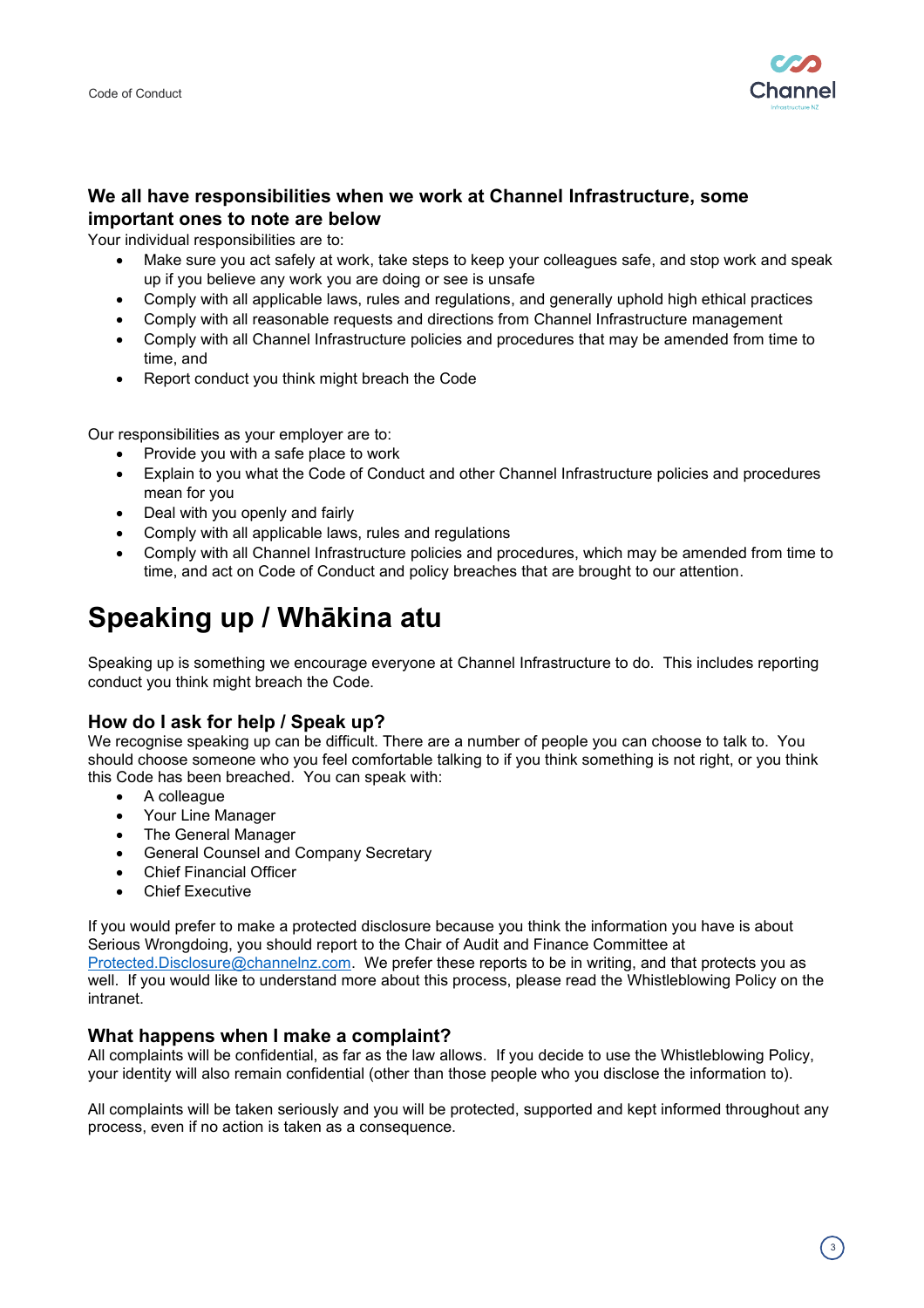### We all have responsibilities when we work at Channel Infrastructure, some important ones to note are below

Your individual responsibilities are to:

- Make sure you act safely at work, take steps to keep your colleagues safe, and stop work and speak up if you believe any work you are doing or see is unsafe
- Comply with all applicable laws, rules and regulations, and generally uphold high ethical practices
- Comply with all reasonable requests and directions from Channel Infrastructure management
- Comply with all Channel Infrastructure policies and procedures that may be amended from time to time, and
- Report conduct you think might breach the Code

Our responsibilities as your employer are to:

- Provide you with a safe place to work
- Explain to you what the Code of Conduct and other Channel Infrastructure policies and procedures mean for you
- Deal with you openly and fairly
- Comply with all applicable laws, rules and regulations
- Comply with all Channel Infrastructure policies and procedures, which may be amended from time to time, and act on Code of Conduct and policy breaches that are brought to our attention.

# Speaking up / Whākina atu

Speaking up is something we encourage everyone at Channel Infrastructure to do. This includes reporting conduct you think might breach the Code.

## How do I ask for help / Speak up?

We recognise speaking up can be difficult. There are a number of people you can choose to talk to. You should choose someone who you feel comfortable talking to if you think something is not right, or you think this Code has been breached. You can speak with:

- A colleague
- Your Line Manager
- The General Manager
- General Counsel and Company Secretary
- Chief Financial Officer
- Chief Executive

If you would prefer to make a protected disclosure because you think the information you have is about Serious Wrongdoing, you should report to the Chair of Audit and Finance Committee at Protected.Disclosure@channelnz.com. We prefer these reports to be in writing, and that protects you as well. If you would like to understand more about this process, please read the Whistleblowing Policy on the intranet.

## What happens when I make a complaint?

All complaints will be confidential, as far as the law allows. If you decide to use the Whistleblowing Policy, your identity will also remain confidential (other than those people who you disclose the information to).

All complaints will be taken seriously and you will be protected, supported and kept informed throughout any process, even if no action is taken as a consequence.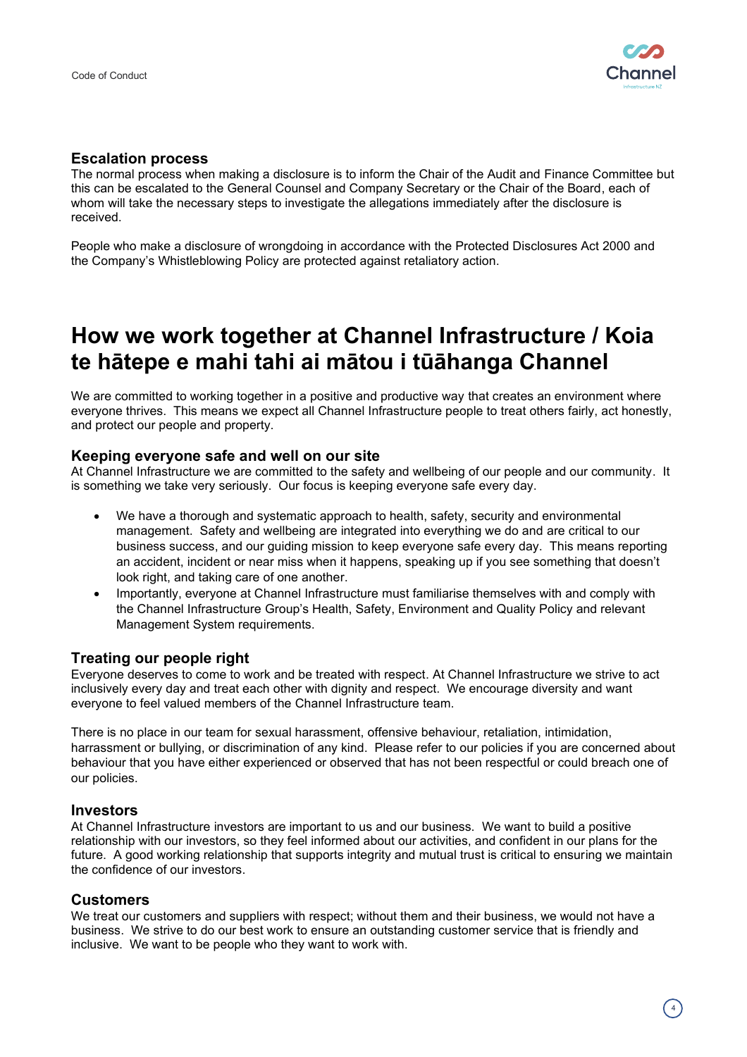### Escalation process

The normal process when making a disclosure is to inform the Chair of the Audit and Finance Committee but this can be escalated to the General Counsel and Company Secretary or the Chair of the Board, each of whom will take the necessary steps to investigate the allegations immediately after the disclosure is received.

People who make a disclosure of wrongdoing in accordance with the Protected Disclosures Act 2000 and the Company's Whistleblowing Policy are protected against retaliatory action.

## How we work together at Channel Infrastructure / Koia te hātepe e mahi tahi ai mātou i tūāhanga Channel

We are committed to working together in a positive and productive way that creates an environment where everyone thrives. This means we expect all Channel Infrastructure people to treat others fairly, act honestly, and protect our people and property.

### Keeping everyone safe and well on our site

At Channel Infrastructure we are committed to the safety and wellbeing of our people and our community. It is something we take very seriously. Our focus is keeping everyone safe every day.

- We have a thorough and systematic approach to health, safety, security and environmental management. Safety and wellbeing are integrated into everything we do and are critical to our business success, and our guiding mission to keep everyone safe every day. This means reporting an accident, incident or near miss when it happens, speaking up if you see something that doesn't look right, and taking care of one another.
- Importantly, everyone at Channel Infrastructure must familiarise themselves with and comply with the Channel Infrastructure Group's Health, Safety, Environment and Quality Policy and relevant Management System requirements.

### Treating our people right

Everyone deserves to come to work and be treated with respect. At Channel Infrastructure we strive to act inclusively every day and treat each other with dignity and respect. We encourage diversity and want everyone to feel valued members of the Channel Infrastructure team.

There is no place in our team for sexual harassment, offensive behaviour, retaliation, intimidation, harrassment or bullying, or discrimination of any kind. Please refer to our policies if you are concerned about behaviour that you have either experienced or observed that has not been respectful or could breach one of our policies.

### Investors

At Channel Infrastructure investors are important to us and our business. We want to build a positive relationship with our investors, so they feel informed about our activities, and confident in our plans for the future. A good working relationship that supports integrity and mutual trust is critical to ensuring we maintain the confidence of our investors.

### Customers

We treat our customers and suppliers with respect; without them and their business, we would not have a business. We strive to do our best work to ensure an outstanding customer service that is friendly and inclusive. We want to be people who they want to work with.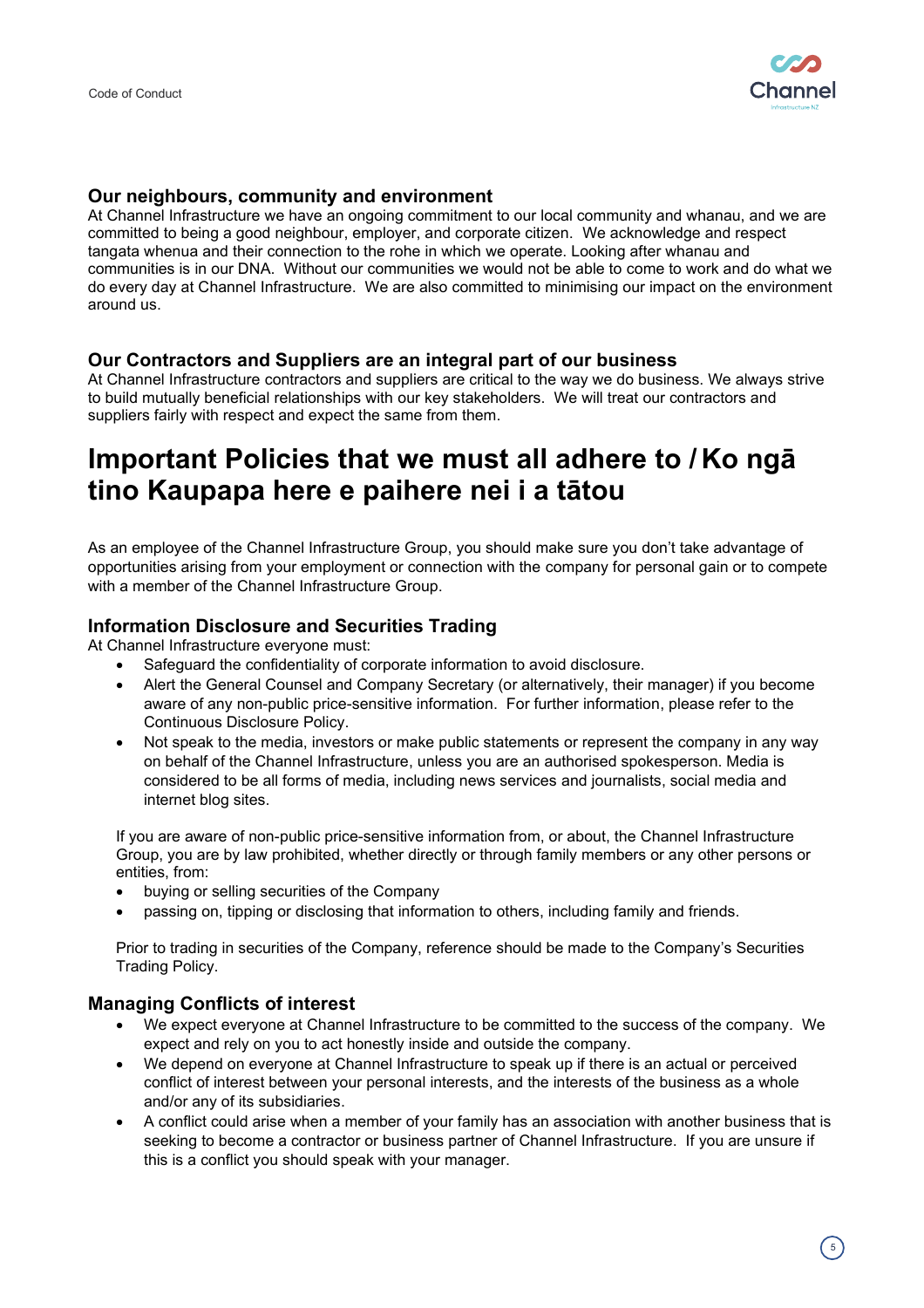### Our neighbours, community and environment

At Channel Infrastructure we have an ongoing commitment to our local community and whanau, and we are committed to being a good neighbour, employer, and corporate citizen. We acknowledge and respect tangata whenua and their connection to the rohe in which we operate. Looking after whanau and communities is in our DNA. Without our communities we would not be able to come to work and do what we do every day at Channel Infrastructure. We are also committed to minimising our impact on the environment around us.

### Our Contractors and Suppliers are an integral part of our business

At Channel Infrastructure contractors and suppliers are critical to the way we do business. We always strive to build mutually beneficial relationships with our key stakeholders. We will treat our contractors and suppliers fairly with respect and expect the same from them.

## Important Policies that we must all adhere to / Ko ngā tino Kaupapa here e paihere nei i a tātou

As an employee of the Channel Infrastructure Group, you should make sure you don't take advantage of opportunities arising from your employment or connection with the company for personal gain or to compete with a member of the Channel Infrastructure Group.

### Information Disclosure and Securities Trading

At Channel Infrastructure everyone must:

- Safeguard the confidentiality of corporate information to avoid disclosure.
- Alert the General Counsel and Company Secretary (or alternatively, their manager) if you become aware of any non-public price-sensitive information. For further information, please refer to the Continuous Disclosure Policy.
- Not speak to the media, investors or make public statements or represent the company in any way on behalf of the Channel Infrastructure, unless you are an authorised spokesperson. Media is considered to be all forms of media, including news services and journalists, social media and internet blog sites.

If you are aware of non-public price-sensitive information from, or about, the Channel Infrastructure Group, you are by law prohibited, whether directly or through family members or any other persons or entities, from:

- buying or selling securities of the Company
- passing on, tipping or disclosing that information to others, including family and friends.

Prior to trading in securities of the Company, reference should be made to the Company's Securities Trading Policy.

### Managing Conflicts of interest

- We expect everyone at Channel Infrastructure to be committed to the success of the company. We expect and rely on you to act honestly inside and outside the company.
- We depend on everyone at Channel Infrastructure to speak up if there is an actual or perceived conflict of interest between your personal interests, and the interests of the business as a whole and/or any of its subsidiaries.
- A conflict could arise when a member of your family has an association with another business that is seeking to become a contractor or business partner of Channel Infrastructure. If you are unsure if this is a conflict you should speak with your manager.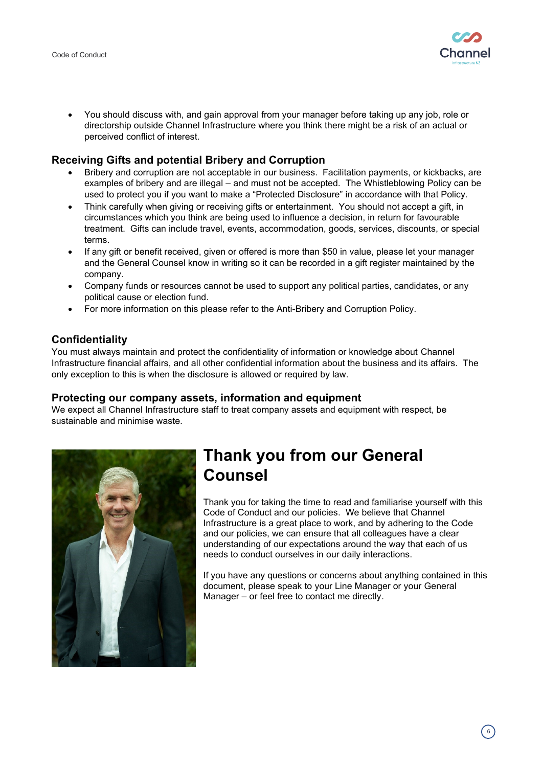- You should discuss with, and gain approval from your manager before taking up any job, role or directorship outside Channel Infrastructure where you think there might be a risk of an actual or perceived conflict of interest.

### Receiving Gifts and potential Bribery and Corruption

- Bribery and corruption are not acceptable in our business. Facilitation payments, or kickbacks, are examples of bribery and are illegal – and must not be accepted. The Whistleblowing Policy can be used to protect you if you want to make a "Protected Disclosure" in accordance with that Policy.
- Think carefully when giving or receiving gifts or entertainment. You should not accept a gift, in circumstances which you think are being used to influence a decision, in return for favourable treatment. Gifts can include travel, events, accommodation, goods, services, discounts, or special terms.
- If any gift or benefit received, given or offered is more than $50 in value, please let your manager and the General Counsel know in writing so it can be recorded in a gift register maintained by the company.
- Company funds or resources cannot be used to support any political parties, candidates, or any political cause or election fund.
- For more information on this please refer to the Anti-Bribery and Corruption Policy.

### Confidentiality

You must always maintain and protect the confidentiality of information or knowledge about Channel Infrastructure financial affairs, and all other confidential information about the business and its affairs. The only exception to this is when the disclosure is allowed or required by law.

### Protecting our company assets, information and equipment

We expect all Channel Infrastructure staff to treat company assets and equipment with respect, be sustainable and minimise waste.

## Thank you from our General Counsel

Thank you for taking the time to read and familiarise yourself with this Code of Conduct and our policies. We believe that Channel Infrastructure is a great place to work, and by adhering to the Code and our policies, we can ensure that all colleagues have a clear understanding of our expectations around the way that each of us needs to conduct ourselves in our daily interactions.

If you have any questions or concerns about anything contained in this document, please speak to your Line Manager or your General Manager – or feel free to contact me directly.